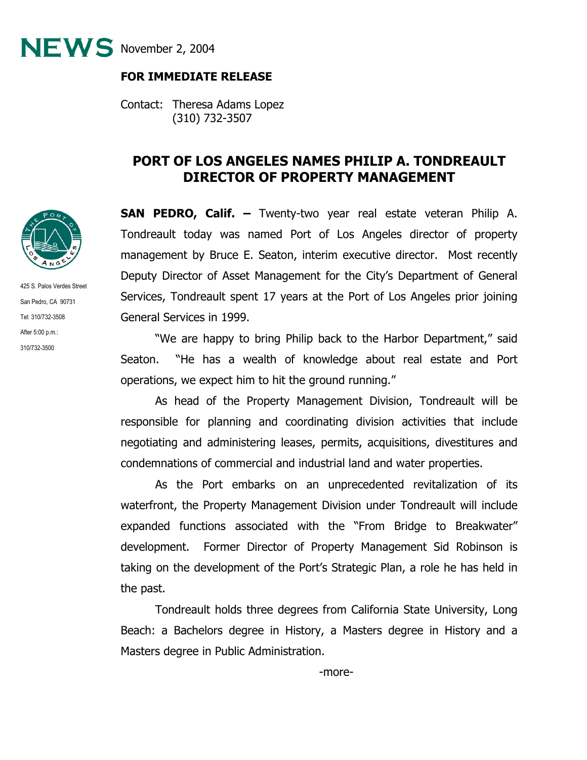# NEWS

November 2, 2004

**FOR IMMEDIATE RELEASE**

Contact: Theresa Adams Lopez
(310) 732-3507

425 S. Palos Verdes Street
San Pedro, CA 90731
Tel: 310/732-3508
After 5:00 p.m.:
310/732-3500

## PORT OF LOS ANGELES NAMES PHILIP A. TONDREAULT DIRECTOR OF PROPERTY MANAGEMENT

**SAN PEDRO, Calif. –** Twenty-two year real estate veteran Philip A. Tondreault today was named Port of Los Angeles director of property management by Bruce E. Seaton, interim executive director. Most recently Deputy Director of Asset Management for the City's Department of General Services, Tondreault spent 17 years at the Port of Los Angeles prior joining General Services in 1999.

"We are happy to bring Philip back to the Harbor Department," said Seaton. "He has a wealth of knowledge about real estate and Port operations, we expect him to hit the ground running."

As head of the Property Management Division, Tondreault will be responsible for planning and coordinating division activities that include negotiating and administering leases, permits, acquisitions, divestitures and condemnations of commercial and industrial land and water properties.

As the Port embarks on an unprecedented revitalization of its waterfront, the Property Management Division under Tondreault will include expanded functions associated with the "From Bridge to Breakwater" development. Former Director of Property Management Sid Robinson is taking on the development of the Port's Strategic Plan, a role he has held in the past.

Tondreault holds three degrees from California State University, Long Beach: a Bachelors degree in History, a Masters degree in History and a Masters degree in Public Administration.

-more-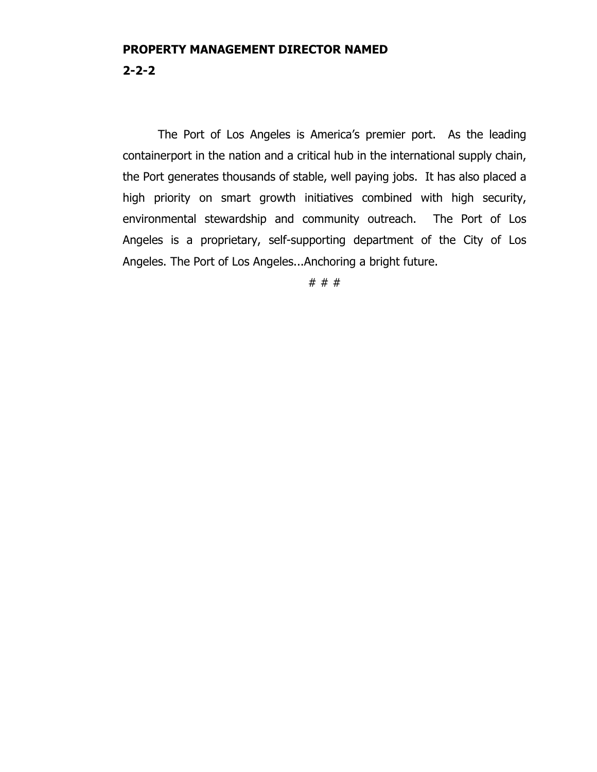The Port of Los Angeles is America's premier port. As the leading containerport in the nation and a critical hub in the international supply chain, the Port generates thousands of stable, well paying jobs. It has also placed a high priority on smart growth initiatives combined with high security, environmental stewardship and community outreach. The Port of Los Angeles is a proprietary, self-supporting department of the City of Los Angeles. The Port of Los Angeles...Anchoring a bright future.

# # #